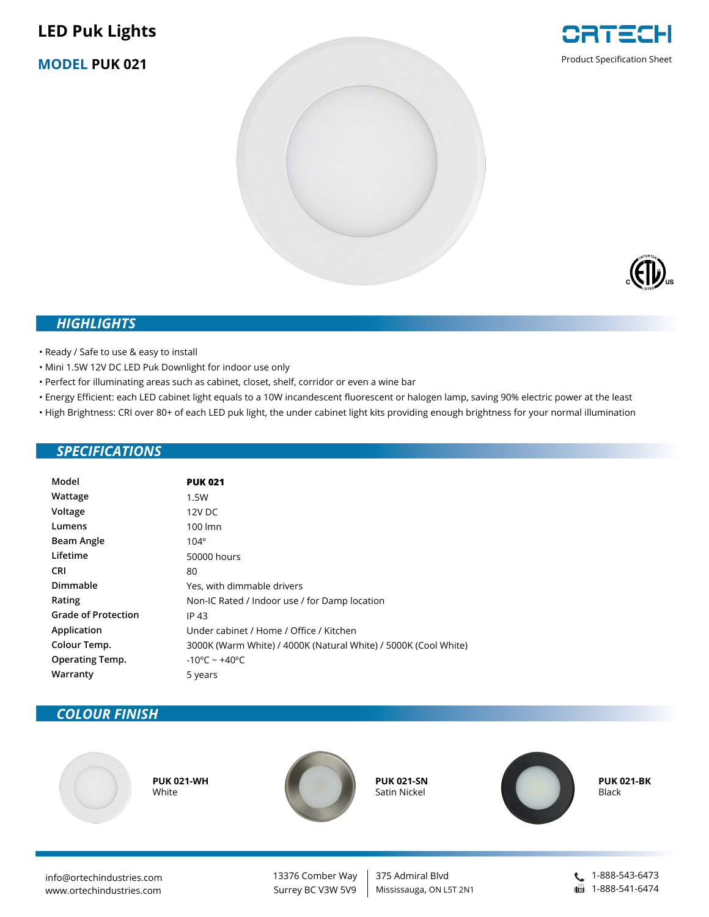# LED Puk Lights

## MODEL PUK 021

ORTECH

Product Specification Sheet

## HIGHLIGHTS

- Ready / Safe to use & easy to install
- Mini 1.5W 12V DC LED Puk Downlight for indoor use only
- Perfect for illuminating areas such as cabinet, closet, shelf, corridor or even a wine bar
- Energy Efficient: each LED cabinet light equals to a 10W incandescent fluorescent or halogen lamp, saving 90% electric power at the least
- High Brightness: CRI over 80+ of each LED puk light, the under cabinet light kits providing enough brightness for your normal illumination

## SPECIFICATIONS

| | |
|---|---|
| **Model** | **PUK 021** |
| **Wattage** | 1.5W |
| **Voltage** | 12V DC |
| **Lumens** | 100 lmn |
| **Beam Angle** | 104º |
| **Lifetime** | 50000 hours |
| **CRI** | 80 |
| **Dimmable** | Yes, with dimmable drivers |
| **Rating** | Non-IC Rated / Indoor use / for Damp location |
| **Grade of Protection** | IP 43 |
| **Application** | Under cabinet / Home / Office / Kitchen |
| **Colour Temp.** | 3000K (Warm White) / 4000K (Natural White) / 5000K (Cool White) |
| **Operating Temp.** | -10ºC ~ +40ºC |
| **Warranty** | 5 years |

## COLOUR FINISH

**PUK 021-WH**
White

**PUK 021-SN**
Satin Nickel

**PUK 021-BK**
Black

info@ortechindustries.com
www.ortechindustries.com

13376 Comber Way
Surrey BC V3W 5V9

375 Admiral Blvd
Mississauga, ON L5T 2N1

1-888-543-6473
1-888-541-6474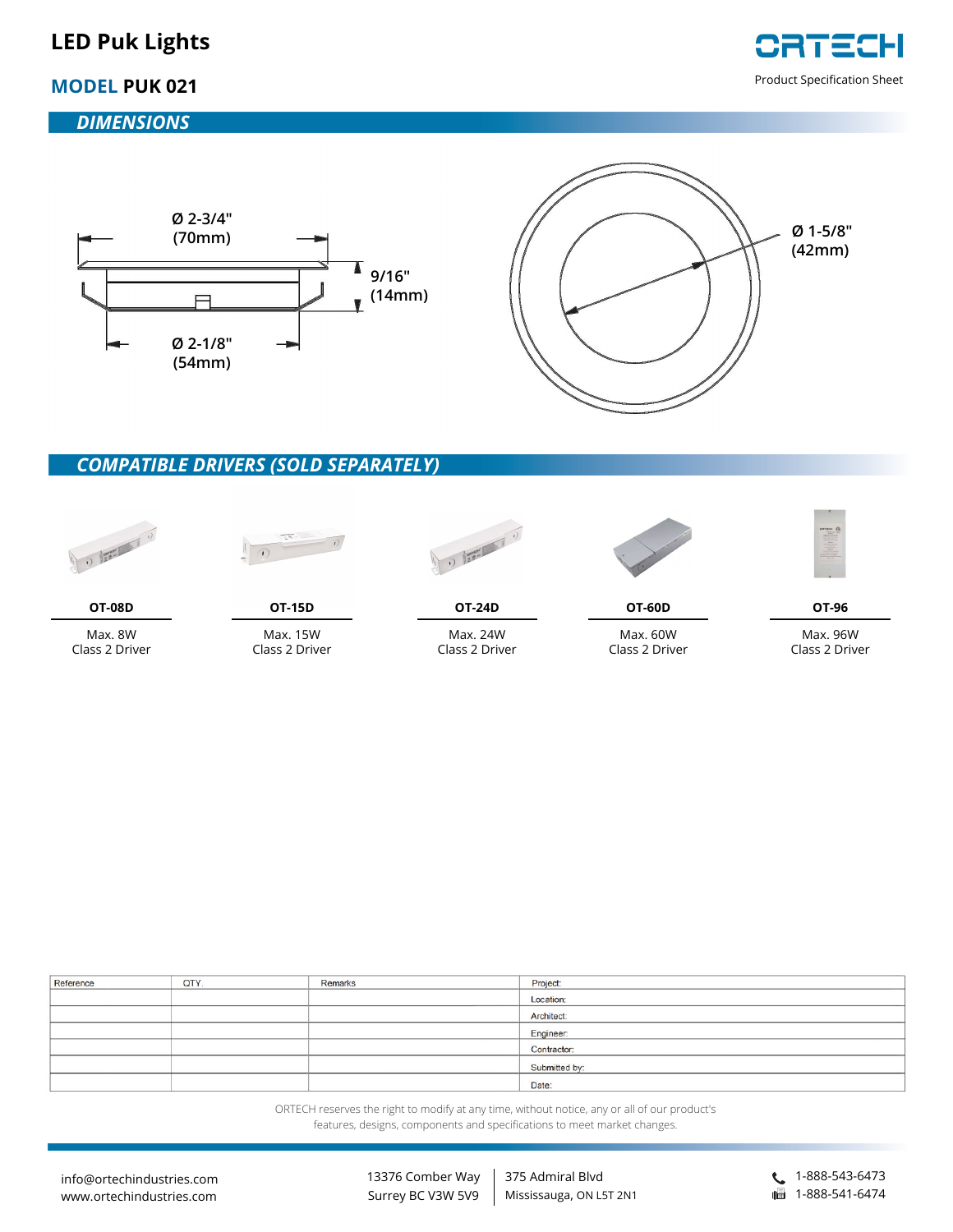# LED Puk Lights

## MODEL PUK 021

ORTECH
Product Specification Sheet

## DIMENSIONS

Ø 2-3/4"
(70mm)

9/16"
(14mm)

Ø 2-1/8"
(54mm)

Ø 1-5/8"
(42mm)

## COMPATIBLE DRIVERS (SOLD SEPARATELY)

| OT-08D | OT-15D | OT-24D | OT-60D | OT-96 |
|---|---|---|---|---|
| Max. 8W<br>Class 2 Driver | Max. 15W<br>Class 2 Driver | Max. 24W<br>Class 2 Driver | Max. 60W<br>Class 2 Driver | Max. 96W<br>Class 2 Driver |

| Reference | QTY. | Remarks | Project: |
|---|---|---|---|
| | | | Location: |
| | | | Architect: |
| | | | Engineer: |
| | | | Contractor: |
| | | | Submitted by: |
| | | | Date: |

ORTECH reserves the right to modify at any time, without notice, any or all of our product's features, designs, components and specifications to meet market changes.

info@ortechindustries.com
www.ortechindustries.com

13376 Comber Way
Surrey BC V3W 5V9

375 Admiral Blvd
Mississauga, ON L5T 2N1

1-888-543-6473
1-888-541-6474